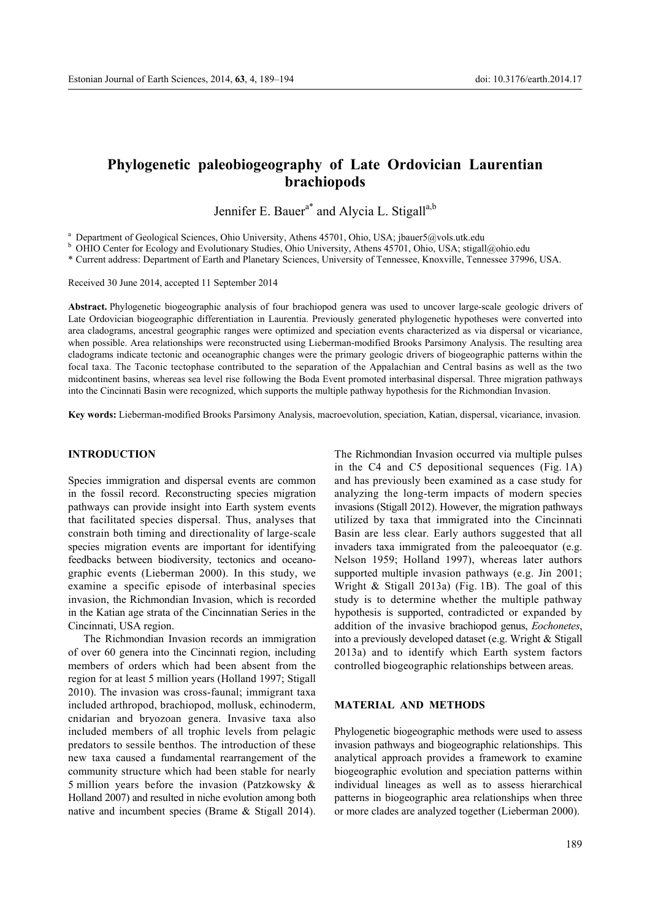# Phylogenetic paleobiogeography of Late Ordovician Laurentian brachiopods

Jennifer E. Bauer[a*] and Alycia L. Stigall[a,b]

[a] Department of Geological Sciences, Ohio University, Athens 45701, Ohio, USA; jbauer5@vols.utk.edu
[b] OHIO Center for Ecology and Evolutionary Studies, Ohio University, Athens 45701, Ohio, USA; stigall@ohio.edu
* Current address: Department of Earth and Planetary Sciences, University of Tennessee, Knoxville, Tennessee 37996, USA.

Received 30 June 2014, accepted 11 September 2014

**Abstract.** Phylogenetic biogeographic analysis of four brachiopod genera was used to uncover large-scale geologic drivers of Late Ordovician biogeographic differentiation in Laurentia. Previously generated phylogenetic hypotheses were converted into area cladograms, ancestral geographic ranges were optimized and speciation events characterized as via dispersal or vicariance, when possible. Area relationships were reconstructed using Lieberman-modified Brooks Parsimony Analysis. The resulting area cladograms indicate tectonic and oceanographic changes were the primary geologic drivers of biogeographic patterns within the focal taxa. The Taconic tectophase contributed to the separation of the Appalachian and Central basins as well as the two midcontinent basins, whereas sea level rise following the Boda Event promoted interbasinal dispersal. Three migration pathways into the Cincinnati Basin were recognized, which supports the multiple pathway hypothesis for the Richmondian Invasion.

**Key words:** Lieberman-modified Brooks Parsimony Analysis, macroevolution, speciation, Katian, dispersal, vicariance, invasion.

## INTRODUCTION

Species immigration and dispersal events are common in the fossil record. Reconstructing species migration pathways can provide insight into Earth system events that facilitated species dispersal. Thus, analyses that constrain both timing and directionality of large-scale species migration events are important for identifying feedbacks between biodiversity, tectonics and oceanographic events (Lieberman 2000). In this study, we examine a specific episode of interbasinal species invasion, the Richmondian Invasion, which is recorded in the Katian age strata of the Cincinnatian Series in the Cincinnati, USA region.

The Richmondian Invasion records an immigration of over 60 genera into the Cincinnati region, including members of orders which had been absent from the region for at least 5 million years (Holland 1997; Stigall 2010). The invasion was cross-faunal; immigrant taxa included arthropod, brachiopod, mollusk, echinoderm, cnidarian and bryozoan genera. Invasive taxa also included members of all trophic levels from pelagic predators to sessile benthos. The introduction of these new taxa caused a fundamental rearrangement of the community structure which had been stable for nearly 5 million years before the invasion (Patzkowsky & Holland 2007) and resulted in niche evolution among both native and incumbent species (Brame & Stigall 2014). The Richmondian Invasion occurred via multiple pulses in the C4 and C5 depositional sequences (Fig. 1A) and has previously been examined as a case study for analyzing the long-term impacts of modern species invasions (Stigall 2012). However, the migration pathways utilized by taxa that immigrated into the Cincinnati Basin are less clear. Early authors suggested that all invaders taxa immigrated from the paleoequator (e.g. Nelson 1959; Holland 1997), whereas later authors supported multiple invasion pathways (e.g. Jin 2001; Wright & Stigall 2013a) (Fig. 1B). The goal of this study is to determine whether the multiple pathway hypothesis is supported, contradicted or expanded by addition of the invasive brachiopod genus, *Eochonetes*, into a previously developed dataset (e.g. Wright & Stigall 2013a) and to identify which Earth system factors controlled biogeographic relationships between areas.

## MATERIAL AND METHODS

Phylogenetic biogeographic methods were used to assess invasion pathways and biogeographic relationships. This analytical approach provides a framework to examine biogeographic evolution and speciation patterns within individual lineages as well as to assess hierarchical patterns in biogeographic area relationships when three or more clades are analyzed together (Lieberman 2000).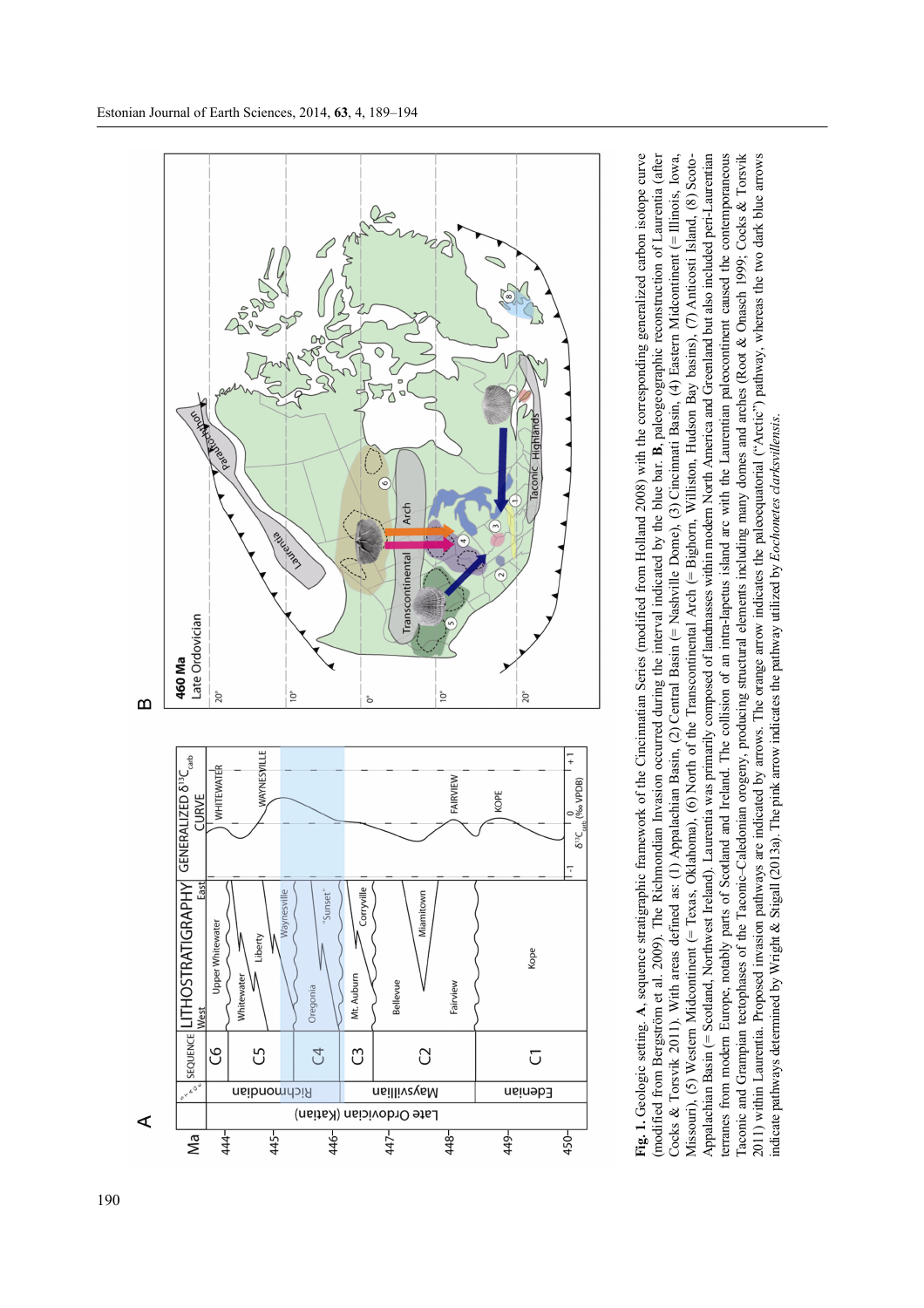**Fig. 1.** Geologic setting. **A**, sequence stratigraphic framework of the Cincinnatian Series (modified from Holland 2008) with the corresponding generalized carbon isotope curve (modified from Bergström et al. 2009). The Richmondian Invasion occurred during the interval indicated by the blue bar. **B**, paleogeographic reconstruction of Laurentia (after Cocks & Torsvik 2011). With areas defined as: (1) Appalachian Basin, (2) Central Basin (= Nashville Dome), (3) Cincinnati Basin, (4) Eastern Midcontinent (= Illinois, Iowa, Missouri), (5) Western Midcontinent (= Texas, Oklahoma), (6) North of the Transcontinental Arch (= Bighorn, Williston, Hudson Bay basins), (7) Anticosti Island, (8) Scoto-Appalachian Basin (= Scotland, Northwest Ireland). Laurentia was primarily composed of landmasses within modern North America and Greenland but also included peri-Laurentian terranes from modern Europe, notably parts of Scotland and Ireland. The collision of an intra-Iapetus island arc with the Laurentian paleocontinent caused the contemporaneous Taconic and Grampian tectophases of the Taconic–Caledonian orogeny, producing structural elements including many domes and arches (Root & Onasch 1999; Cocks & Torsvik 2011) within Laurentia. Proposed invasion pathways are indicated by arrows. The orange arrow indicates the paleoequatorial ("Arctic") pathway, whereas the two dark blue arrows indicate pathways determined by Wright & Stigall (2013a). The pink arrow indicates the pathway utilized by *Eochonetes clarksvillensis*.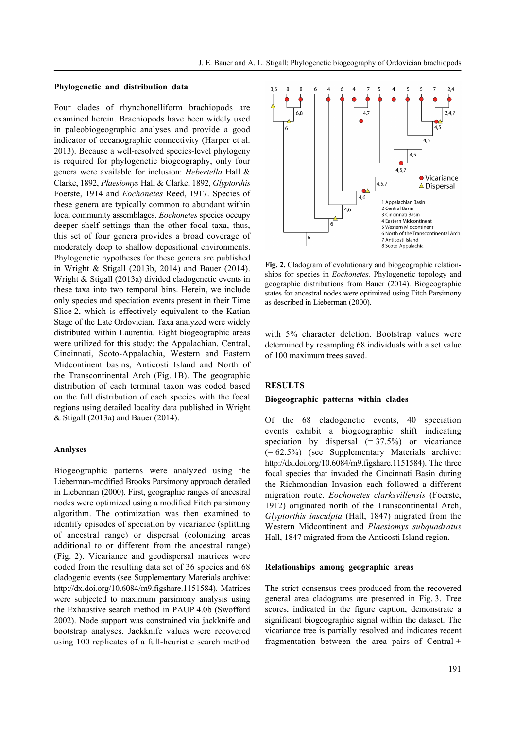### Phylogenetic and distribution data

Four clades of rhynchonelliform brachiopods are examined herein. Brachiopods have been widely used in paleobiogeographic analyses and provide a good indicator of oceanographic connectivity (Harper et al. 2013). Because a well-resolved species-level phylogeny is required for phylogenetic biogeography, only four genera were available for inclusion: *Hebertella* Hall & Clarke, 1892, *Plaesiomys* Hall & Clarke, 1892, *Glyptorthis* Foerste, 1914 and *Eochonetes* Reed, 1917. Species of these genera are typically common to abundant within local community assemblages. *Eochonetes* species occupy deeper shelf settings than the other focal taxa, thus, this set of four genera provides a broad coverage of moderately deep to shallow depositional environments. Phylogenetic hypotheses for these genera are published in Wright & Stigall (2013b, 2014) and Bauer (2014). Wright & Stigall (2013a) divided cladogenetic events in these taxa into two temporal bins. Herein, we include only species and speciation events present in their Time Slice 2, which is effectively equivalent to the Katian Stage of the Late Ordovician. Taxa analyzed were widely distributed within Laurentia. Eight biogeographic areas were utilized for this study: the Appalachian, Central, Cincinnati, Scoto-Appalachia, Western and Eastern Midcontinent basins, Anticosti Island and North of the Transcontinental Arch (Fig. 1B). The geographic distribution of each terminal taxon was coded based on the full distribution of each species with the focal regions using detailed locality data published in Wright & Stigall (2013a) and Bauer (2014).

### Analyses

Biogeographic patterns were analyzed using the Lieberman-modified Brooks Parsimony approach detailed in Lieberman (2000). First, geographic ranges of ancestral nodes were optimized using a modified Fitch parsimony algorithm. The optimization was then examined to identify episodes of speciation by vicariance (splitting of ancestral range) or dispersal (colonizing areas additional to or different from the ancestral range) (Fig. 2). Vicariance and geodispersal matrices were coded from the resulting data set of 36 species and 68 cladogenic events (see Supplementary Materials archive: http://dx.doi.org/10.6084/m9.figshare.1151584). Matrices were subjected to maximum parsimony analysis using the Exhaustive search method in PAUP 4.0b (Swofford 2002). Node support was constrained via jackknife and bootstrap analyses. Jackknife values were recovered using 100 replicates of a full-heuristic search method with 5% character deletion. Bootstrap values were determined by resampling 68 individuals with a set value of 100 maximum trees saved.

**Fig. 2.** Cladogram of evolutionary and biogeographic relationships for species in *Eochonetes*. Phylogenetic topology and geographic distributions from Bauer (2014). Biogeographic states for ancestral nodes were optimized using Fitch Parsimony as described in Lieberman (2000).

## RESULTS

### Biogeographic patterns within clades

Of the 68 cladogenetic events, 40 speciation events exhibit a biogeographic shift indicating speciation by dispersal (= 37.5%) or vicariance (= 62.5%) (see Supplementary Materials archive: http://dx.doi.org/10.6084/m9.figshare.1151584). The three focal species that invaded the Cincinnati Basin during the Richmondian Invasion each followed a different migration route. *Eochonetes clarksvillensis* (Foerste, 1912) originated north of the Transcontinental Arch, *Glyptorthis insculpta* (Hall, 1847) migrated from the Western Midcontinent and *Plaesiomys subquadratus* Hall, 1847 migrated from the Anticosti Island region.

### Relationships among geographic areas

The strict consensus trees produced from the recovered general area cladograms are presented in Fig. 3. Tree scores, indicated in the figure caption, demonstrate a significant biogeographic signal within the dataset. The vicariance tree is partially resolved and indicates recent fragmentation between the area pairs of Central +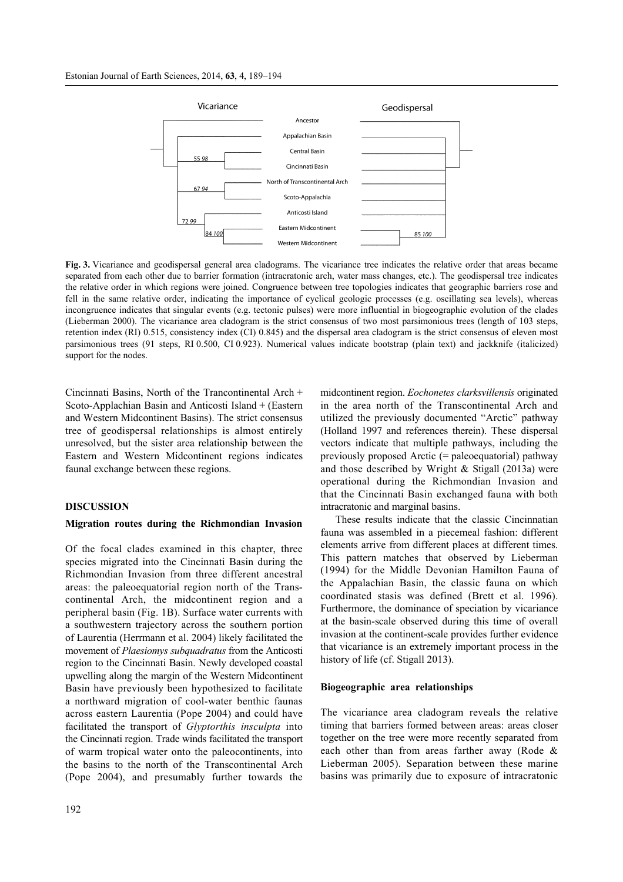Fig. 3. Vicariance and geodispersal general area cladograms. The vicariance tree indicates the relative order that areas became separated from each other due to barrier formation (intracratonic arch, water mass changes, etc.). The geodispersal tree indicates the relative order in which regions were joined. Congruence between tree topologies indicates that geographic barriers rose and fell in the same relative order, indicating the importance of cyclical geologic processes (e.g. oscillating sea levels), whereas incongruence indicates that singular events (e.g. tectonic pulses) were more influential in biogeographic evolution of the clades (Lieberman 2000). The vicariance area cladogram is the strict consensus of two most parsimonious trees (length of 103 steps, retention index (RI) 0.515, consistency index (CI) 0.845) and the dispersal area cladogram is the strict consensus of eleven most parsimonious trees (91 steps, RI 0.500, CI 0.923). Numerical values indicate bootstrap (plain text) and jackknife (italicized) support for the nodes.

Cincinnati Basins, North of the Trancontinental Arch + Scoto-Applachian Basin and Anticosti Island + (Eastern and Western Midcontinent Basins). The strict consensus tree of geodispersal relationships is almost entirely unresolved, but the sister area relationship between the Eastern and Western Midcontinent regions indicates faunal exchange between these regions.

## DISCUSSION

### Migration routes during the Richmondian Invasion

Of the focal clades examined in this chapter, three species migrated into the Cincinnati Basin during the Richmondian Invasion from three different ancestral areas: the paleoequatorial region north of the Transcontinental Arch, the midcontinent region and a peripheral basin (Fig. 1B). Surface water currents with a southwestern trajectory across the southern portion of Laurentia (Herrmann et al. 2004) likely facilitated the movement of *Plaesiomys subquadratus* from the Anticosti region to the Cincinnati Basin. Newly developed coastal upwelling along the margin of the Western Midcontinent Basin have previously been hypothesized to facilitate a northward migration of cool-water benthic faunas across eastern Laurentia (Pope 2004) and could have facilitated the transport of *Glyptorthis insculpta* into the Cincinnati region. Trade winds facilitated the transport of warm tropical water onto the paleocontinents, into the basins to the north of the Transcontinental Arch (Pope 2004), and presumably further towards the midcontinent region. *Eochonetes clarksvillensis* originated in the area north of the Transcontinental Arch and utilized the previously documented "Arctic" pathway (Holland 1997 and references therein). These dispersal vectors indicate that multiple pathways, including the previously proposed Arctic (= paleoequatorial) pathway and those described by Wright & Stigall (2013a) were operational during the Richmondian Invasion and that the Cincinnati Basin exchanged fauna with both intracratonic and marginal basins.

These results indicate that the classic Cincinnatian fauna was assembled in a piecemeal fashion: different elements arrive from different places at different times. This pattern matches that observed by Lieberman (1994) for the Middle Devonian Hamilton Fauna of the Appalachian Basin, the classic fauna on which coordinated stasis was defined (Brett et al. 1996). Furthermore, the dominance of speciation by vicariance at the basin-scale observed during this time of overall invasion at the continent-scale provides further evidence that vicariance is an extremely important process in the history of life (cf. Stigall 2013).

### Biogeographic area relationships

The vicariance area cladogram reveals the relative timing that barriers formed between areas: areas closer together on the tree were more recently separated from each other than from areas farther away (Rode & Lieberman 2005). Separation between these marine basins was primarily due to exposure of intracratonic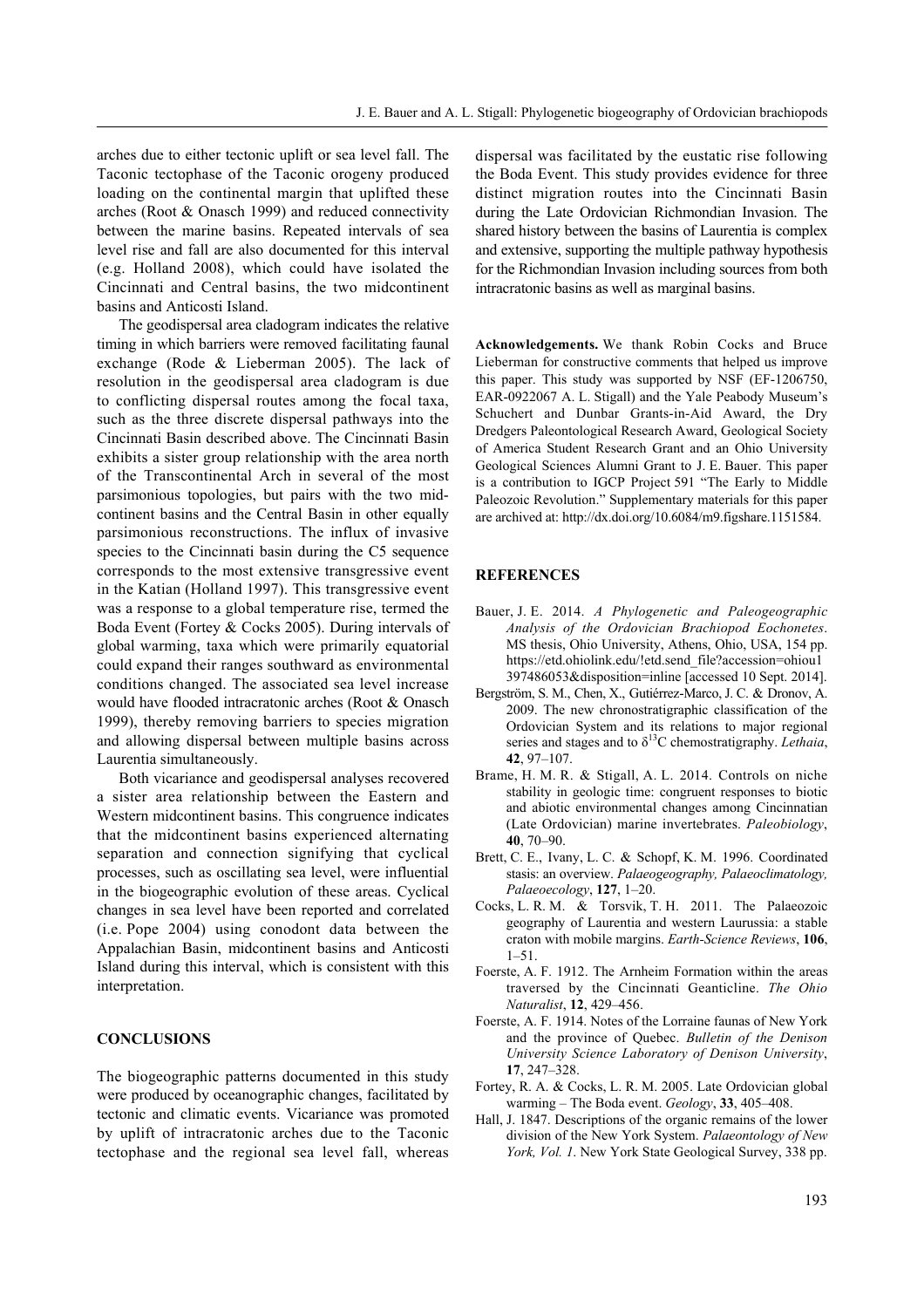arches due to either tectonic uplift or sea level fall. The Taconic tectophase of the Taconic orogeny produced loading on the continental margin that uplifted these arches (Root & Onasch 1999) and reduced connectivity between the marine basins. Repeated intervals of sea level rise and fall are also documented for this interval (e.g. Holland 2008), which could have isolated the Cincinnati and Central basins, the two midcontinent basins and Anticosti Island.

The geodispersal area cladogram indicates the relative timing in which barriers were removed facilitating faunal exchange (Rode & Lieberman 2005). The lack of resolution in the geodispersal area cladogram is due to conflicting dispersal routes among the focal taxa, such as the three discrete dispersal pathways into the Cincinnati Basin described above. The Cincinnati Basin exhibits a sister group relationship with the area north of the Transcontinental Arch in several of the most parsimonious topologies, but pairs with the two midcontinent basins and the Central Basin in other equally parsimonious reconstructions. The influx of invasive species to the Cincinnati basin during the C5 sequence corresponds to the most extensive transgressive event in the Katian (Holland 1997). This transgressive event was a response to a global temperature rise, termed the Boda Event (Fortey & Cocks 2005). During intervals of global warming, taxa which were primarily equatorial could expand their ranges southward as environmental conditions changed. The associated sea level increase would have flooded intracratonic arches (Root & Onasch 1999), thereby removing barriers to species migration and allowing dispersal between multiple basins across Laurentia simultaneously.

Both vicariance and geodispersal analyses recovered a sister area relationship between the Eastern and Western midcontinent basins. This congruence indicates that the midcontinent basins experienced alternating separation and connection signifying that cyclical processes, such as oscillating sea level, were influential in the biogeographic evolution of these areas. Cyclical changes in sea level have been reported and correlated (i.e. Pope 2004) using conodont data between the Appalachian Basin, midcontinent basins and Anticosti Island during this interval, which is consistent with this interpretation.

## CONCLUSIONS

The biogeographic patterns documented in this study were produced by oceanographic changes, facilitated by tectonic and climatic events. Vicariance was promoted by uplift of intracratonic arches due to the Taconic tectophase and the regional sea level fall, whereas dispersal was facilitated by the eustatic rise following the Boda Event. This study provides evidence for three distinct migration routes into the Cincinnati Basin during the Late Ordovician Richmondian Invasion. The shared history between the basins of Laurentia is complex and extensive, supporting the multiple pathway hypothesis for the Richmondian Invasion including sources from both intracratonic basins as well as marginal basins.

**Acknowledgements.** We thank Robin Cocks and Bruce Lieberman for constructive comments that helped us improve this paper. This study was supported by NSF (EF-1206750, EAR-0922067 A. L. Stigall) and the Yale Peabody Museum's Schuchert and Dunbar Grants-in-Aid Award, the Dry Dredgers Paleontological Research Award, Geological Society of America Student Research Grant and an Ohio University Geological Sciences Alumni Grant to J. E. Bauer. This paper is a contribution to IGCP Project 591 "The Early to Middle Paleozoic Revolution." Supplementary materials for this paper are archived at: http://dx.doi.org/10.6084/m9.figshare.1151584.

## REFERENCES

Bauer, J. E. 2014. *A Phylogenetic and Paleogeographic Analysis of the Ordovician Brachiopod Eochonetes*. MS thesis, Ohio University, Athens, Ohio, USA, 154 pp. https://etd.ohiolink.edu/!etd.send_file?accession=ohiou1397486053&disposition=inline [accessed 10 Sept. 2014].

Bergström, S. M., Chen, X., Gutiérrez-Marco, J. C. & Dronov, A. 2009. The new chronostratigraphic classification of the Ordovician System and its relations to major regional series and stages and to $\delta^{13}C$ chemostratigraphy. *Lethaia*, **42**, 97–107.

Brame, H. M. R. & Stigall, A. L. 2014. Controls on niche stability in geologic time: congruent responses to biotic and abiotic environmental changes among Cincinnatian (Late Ordovician) marine invertebrates. *Paleobiology*, **40**, 70–90.

Brett, C. E., Ivany, L. C. & Schopf, K. M. 1996. Coordinated stasis: an overview. *Palaeogeography, Palaeoclimatology, Palaeoecology*, **127**, 1–20.

Cocks, L. R. M. & Torsvik, T. H. 2011. The Palaeozoic geography of Laurentia and western Laurussia: a stable craton with mobile margins. *Earth-Science Reviews*, **106**, 1–51.

Foerste, A. F. 1912. The Arnheim Formation within the areas traversed by the Cincinnati Geanticline. *The Ohio Naturalist*, **12**, 429–456.

Foerste, A. F. 1914. Notes of the Lorraine faunas of New York and the province of Quebec. *Bulletin of the Denison University Science Laboratory of Denison University*, **17**, 247–328.

Fortey, R. A. & Cocks, L. R. M. 2005. Late Ordovician global warming – The Boda event. *Geology*, **33**, 405–408.

Hall, J. 1847. Descriptions of the organic remains of the lower division of the New York System. *Palaeontology of New York, Vol. 1*. New York State Geological Survey, 338 pp.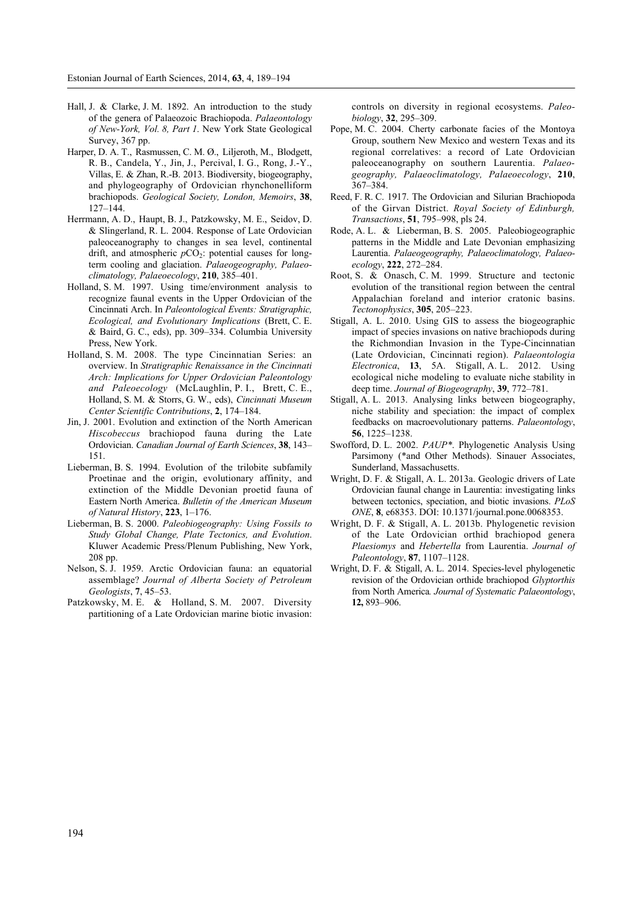Hall, J. & Clarke, J. M. 1892. An introduction to the study of the genera of Palaeozoic Brachiopoda. *Palaeontology of New-York, Vol. 8, Part 1*. New York State Geological Survey, 367 pp.

Harper, D. A. T., Rasmussen, C. M. Ø., Liljeroth, M., Blodgett, R. B., Candela, Y., Jin, J., Percival, I. G., Rong, J.-Y., Villas, E. & Zhan, R.-B. 2013. Biodiversity, biogeography, and phylogeography of Ordovician rhynchonelliform brachiopods. *Geological Society, London, Memoirs*, **38**, 127–144.

Herrmann, A. D., Haupt, B. J., Patzkowsky, M. E., Seidov, D. & Slingerland, R. L. 2004. Response of Late Ordovician paleoceanography to changes in sea level, continental drift, and atmospheric $p$CO$_2$: potential causes for long-term cooling and glaciation. *Palaeogeography, Palaeoclimatology, Palaeoecology*, **210**, 385–401.

Holland, S. M. 1997. Using time/environment analysis to recognize faunal events in the Upper Ordovician of the Cincinnati Arch. In *Paleontological Events: Stratigraphic, Ecological, and Evolutionary Implications* (Brett, C. E. & Baird, G. C., eds), pp. 309–334. Columbia University Press, New York.

Holland, S. M. 2008. The type Cincinnatian Series: an overview. In *Stratigraphic Renaissance in the Cincinnati Arch: Implications for Upper Ordovician Paleontology and Paleoecology* (McLaughlin, P. I., Brett, C. E., Holland, S. M. & Storrs, G. W., eds), *Cincinnati Museum Center Scientific Contributions*, **2**, 174–184.

Jin, J. 2001. Evolution and extinction of the North American *Hiscobeccus* brachiopod fauna during the Late Ordovician. *Canadian Journal of Earth Sciences*, **38**, 143–151.

Lieberman, B. S. 1994. Evolution of the trilobite subfamily Proetinae and the origin, evolutionary affinity, and extinction of the Middle Devonian proetid fauna of Eastern North America. *Bulletin of the American Museum of Natural History*, **223**, 1–176.

Lieberman, B. S. 2000. *Paleobiogeography: Using Fossils to Study Global Change, Plate Tectonics, and Evolution*. Kluwer Academic Press/Plenum Publishing, New York, 208 pp.

Nelson, S. J. 1959. Arctic Ordovician fauna: an equatorial assemblage? *Journal of Alberta Society of Petroleum Geologists*, **7**, 45–53.

Patzkowsky, M. E. & Holland, S. M. 2007. Diversity partitioning of a Late Ordovician marine biotic invasion: controls on diversity in regional ecosystems. *Paleobiology*, **32**, 295–309.

Pope, M. C. 2004. Cherty carbonate facies of the Montoya Group, southern New Mexico and western Texas and its regional correlatives: a record of Late Ordovician paleoceanography on southern Laurentia. *Palaeogeography, Palaeoclimatology, Palaeoecology*, **210**, 367–384.

Reed, F. R. C. 1917. The Ordovician and Silurian Brachiopoda of the Girvan District. *Royal Society of Edinburgh, Transactions*, **51**, 795–998, pls 24.

Rode, A. L. & Lieberman, B. S. 2005. Paleobiogeographic patterns in the Middle and Late Devonian emphasizing Laurentia. *Palaeogeography, Palaeoclimatology, Palaeoecology*, **222**, 272–284.

Root, S. & Onasch, C. M. 1999. Structure and tectonic evolution of the transitional region between the central Appalachian foreland and interior cratonic basins. *Tectonophysics*, **305**, 205–223.

Stigall, A. L. 2010. Using GIS to assess the biogeographic impact of species invasions on native brachiopods during the Richmondian Invasion in the Type-Cincinnatian (Late Ordovician, Cincinnati region). *Palaeontologia Electronica*, **13**, 5A. Stigall, A. L. 2012. Using ecological niche modeling to evaluate niche stability in deep time. *Journal of Biogeography*, **39**, 772–781.

Stigall, A. L. 2013. Analysing links between biogeography, niche stability and speciation: the impact of complex feedbacks on macroevolutionary patterns. *Palaeontology*, **56**, 1225–1238.

Swofford, D. L. 2002. *PAUP\**. Phylogenetic Analysis Using Parsimony (\*and Other Methods). Sinauer Associates, Sunderland, Massachusetts.

Wright, D. F. & Stigall, A. L. 2013a. Geologic drivers of Late Ordovician faunal change in Laurentia: investigating links between tectonics, speciation, and biotic invasions. *PLoS ONE*, **8**, e68353. DOI: 10.1371/journal.pone.0068353.

Wright, D. F. & Stigall, A. L. 2013b. Phylogenetic revision of the Late Ordovician orthid brachiopod genera *Plaesiomys* and *Hebertella* from Laurentia. *Journal of Paleontology*, **87**, 1107–1128.

Wright, D. F. & Stigall, A. L. 2014. Species-level phylogenetic revision of the Ordovician orthide brachiopod *Glyptorthis* from North America*. Journal of Systematic Palaeontology*, **12,** 893–906.